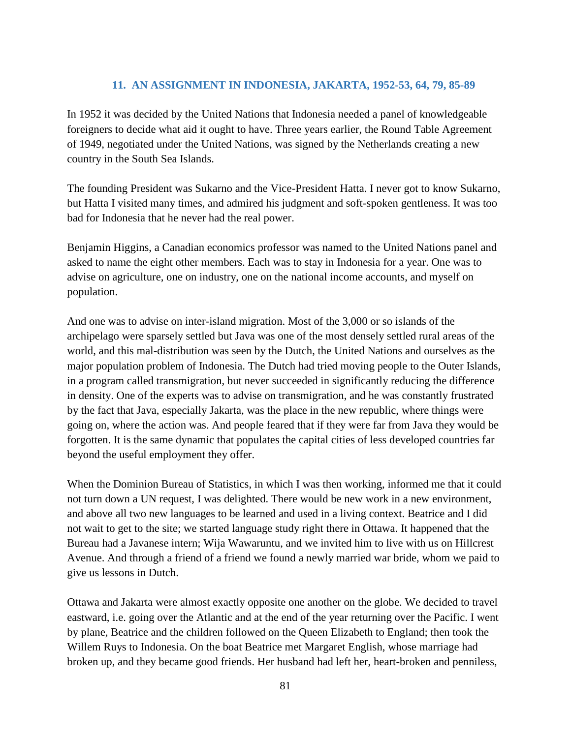## 11. AN ASSIGNMENT IN INDONESIA, JAKARTA, 1952-53, 64, 79, 85-89

In 1952 it was decided by the United Nations that Indonesia needed a panel of knowledgeable foreigners to decide what aid it ought to have. Three years earlier, the Round Table Agreement of 1949, negotiated under the United Nations, was signed by the Netherlands creating a new country in the South Sea Islands.

The founding President was Sukarno and the Vice-President Hatta. I never got to know Sukarno, but Hatta I visited many times, and admired his judgment and soft-spoken gentleness. It was too bad for Indonesia that he never had the real power.

Benjamin Higgins, a Canadian economics professor was named to the United Nations panel and asked to name the eight other members. Each was to stay in Indonesia for a year. One was to advise on agriculture, one on industry, one on the national income accounts, and myself on population.

And one was to advise on inter-island migration. Most of the 3,000 or so islands of the archipelago were sparsely settled but Java was one of the most densely settled rural areas of the world, and this mal-distribution was seen by the Dutch, the United Nations and ourselves as the major population problem of Indonesia. The Dutch had tried moving people to the Outer Islands, in a program called transmigration, but never succeeded in significantly reducing the difference in density. One of the experts was to advise on transmigration, and he was constantly frustrated by the fact that Java, especially Jakarta, was the place in the new republic, where things were going on, where the action was. And people feared that if they were far from Java they would be forgotten. It is the same dynamic that populates the capital cities of less developed countries far beyond the useful employment they offer.

When the Dominion Bureau of Statistics, in which I was then working, informed me that it could not turn down a UN request, I was delighted. There would be new work in a new environment, and above all two new languages to be learned and used in a living context. Beatrice and I did not wait to get to the site; we started language study right there in Ottawa. It happened that the Bureau had a Javanese intern; Wija Wawaruntu, and we invited him to live with us on Hillcrest Avenue. And through a friend of a friend we found a newly married war bride, whom we paid to give us lessons in Dutch.

Ottawa and Jakarta were almost exactly opposite one another on the globe. We decided to travel eastward, i.e. going over the Atlantic and at the end of the year returning over the Pacific. I went by plane, Beatrice and the children followed on the Queen Elizabeth to England; then took the Willem Ruys to Indonesia. On the boat Beatrice met Margaret English, whose marriage had broken up, and they became good friends. Her husband had left her, heart-broken and penniless,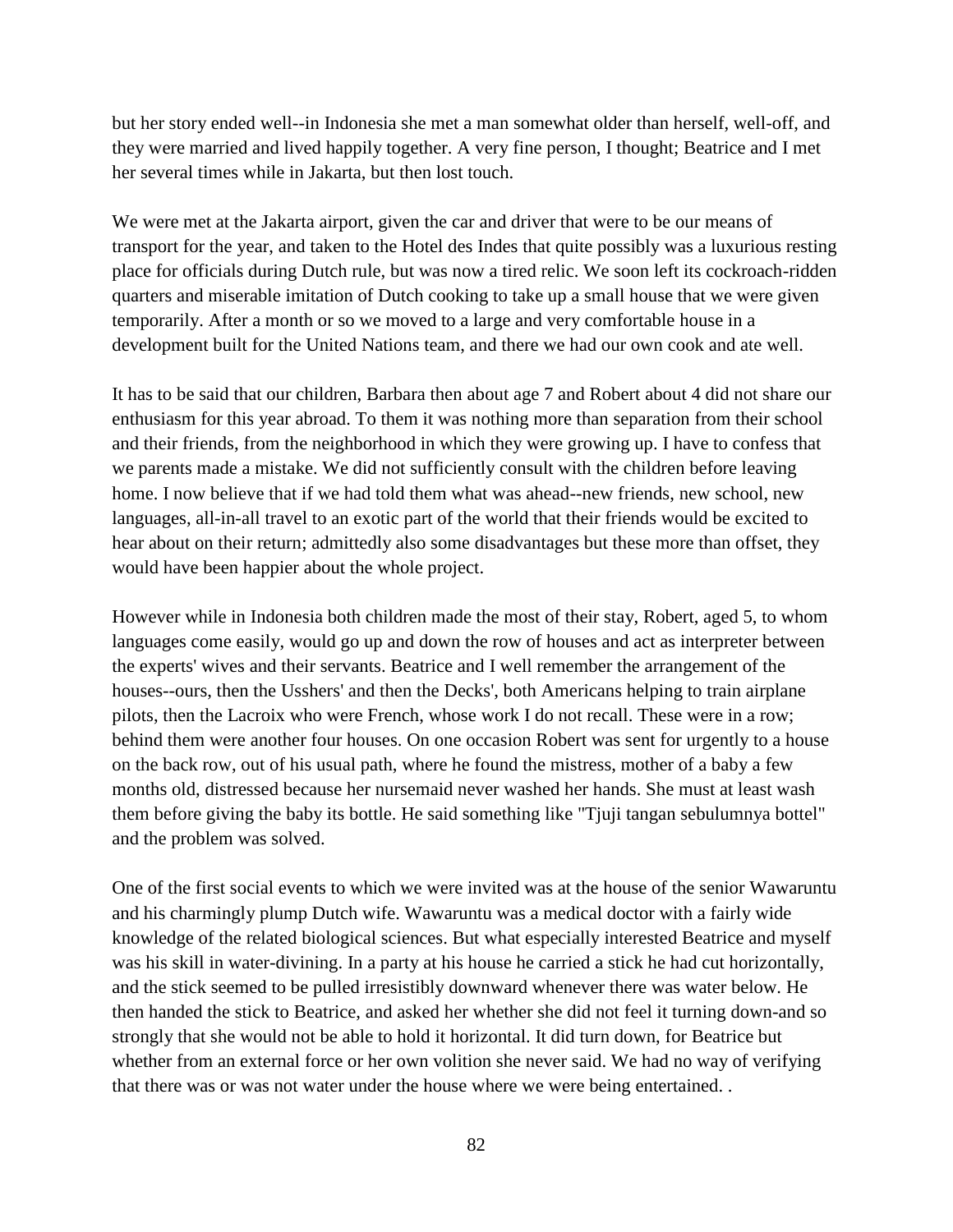but her story ended well--in Indonesia she met a man somewhat older than herself, well-off, and they were married and lived happily together. A very fine person, I thought; Beatrice and I met her several times while in Jakarta, but then lost touch.

We were met at the Jakarta airport, given the car and driver that were to be our means of transport for the year, and taken to the Hotel des Indes that quite possibly was a luxurious resting place for officials during Dutch rule, but was now a tired relic. We soon left its cockroach-ridden quarters and miserable imitation of Dutch cooking to take up a small house that we were given temporarily. After a month or so we moved to a large and very comfortable house in a development built for the United Nations team, and there we had our own cook and ate well.

It has to be said that our children, Barbara then about age 7 and Robert about 4 did not share our enthusiasm for this year abroad. To them it was nothing more than separation from their school and their friends, from the neighborhood in which they were growing up. I have to confess that we parents made a mistake. We did not sufficiently consult with the children before leaving home. I now believe that if we had told them what was ahead--new friends, new school, new languages, all-in-all travel to an exotic part of the world that their friends would be excited to hear about on their return; admittedly also some disadvantages but these more than offset, they would have been happier about the whole project.

However while in Indonesia both children made the most of their stay, Robert, aged 5, to whom languages come easily, would go up and down the row of houses and act as interpreter between the experts' wives and their servants. Beatrice and I well remember the arrangement of the houses--ours, then the Usshers' and then the Decks', both Americans helping to train airplane pilots, then the Lacroix who were French, whose work I do not recall. These were in a row; behind them were another four houses. On one occasion Robert was sent for urgently to a house on the back row, out of his usual path, where he found the mistress, mother of a baby a few months old, distressed because her nursemaid never washed her hands. She must at least wash them before giving the baby its bottle. He said something like "Tjuji tangan sebulumnya bottel" and the problem was solved.

One of the first social events to which we were invited was at the house of the senior Wawaruntu and his charmingly plump Dutch wife. Wawaruntu was a medical doctor with a fairly wide knowledge of the related biological sciences. But what especially interested Beatrice and myself was his skill in water-divining. In a party at his house he carried a stick he had cut horizontally, and the stick seemed to be pulled irresistibly downward whenever there was water below. He then handed the stick to Beatrice, and asked her whether she did not feel it turning down-and so strongly that she would not be able to hold it horizontal. It did turn down, for Beatrice but whether from an external force or her own volition she never said. We had no way of verifying that there was or was not water under the house where we were being entertained. .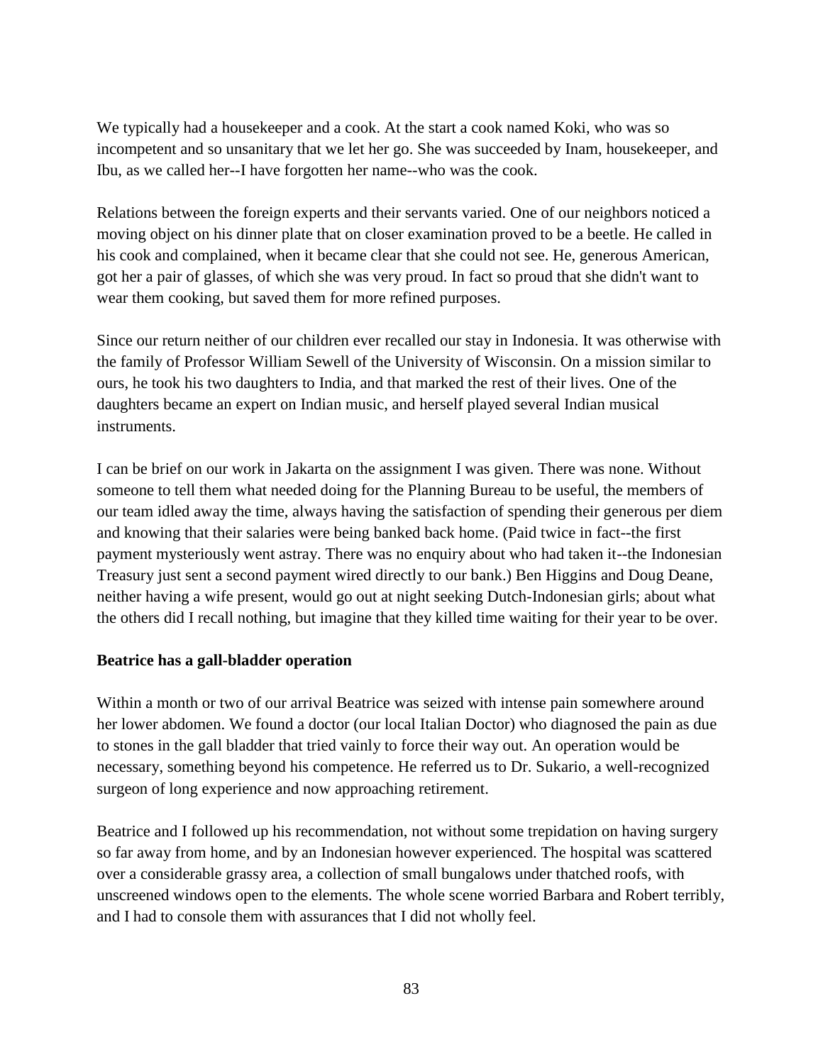We typically had a housekeeper and a cook. At the start a cook named Koki, who was so incompetent and so unsanitary that we let her go. She was succeeded by Inam, housekeeper, and Ibu, as we called her--I have forgotten her name--who was the cook.

Relations between the foreign experts and their servants varied. One of our neighbors noticed a moving object on his dinner plate that on closer examination proved to be a beetle. He called in his cook and complained, when it became clear that she could not see. He, generous American, got her a pair of glasses, of which she was very proud. In fact so proud that she didn't want to wear them cooking, but saved them for more refined purposes.

Since our return neither of our children ever recalled our stay in Indonesia. It was otherwise with the family of Professor William Sewell of the University of Wisconsin. On a mission similar to ours, he took his two daughters to India, and that marked the rest of their lives. One of the daughters became an expert on Indian music, and herself played several Indian musical instruments.

I can be brief on our work in Jakarta on the assignment I was given. There was none. Without someone to tell them what needed doing for the Planning Bureau to be useful, the members of our team idled away the time, always having the satisfaction of spending their generous per diem and knowing that their salaries were being banked back home. (Paid twice in fact--the first payment mysteriously went astray. There was no enquiry about who had taken it--the Indonesian Treasury just sent a second payment wired directly to our bank.) Ben Higgins and Doug Deane, neither having a wife present, would go out at night seeking Dutch-Indonesian girls; about what the others did I recall nothing, but imagine that they killed time waiting for their year to be over.

**Beatrice has a gall-bladder operation**

Within a month or two of our arrival Beatrice was seized with intense pain somewhere around her lower abdomen. We found a doctor (our local Italian Doctor) who diagnosed the pain as due to stones in the gall bladder that tried vainly to force their way out. An operation would be necessary, something beyond his competence. He referred us to Dr. Sukario, a well-recognized surgeon of long experience and now approaching retirement.

Beatrice and I followed up his recommendation, not without some trepidation on having surgery so far away from home, and by an Indonesian however experienced. The hospital was scattered over a considerable grassy area, a collection of small bungalows under thatched roofs, with unscreened windows open to the elements. The whole scene worried Barbara and Robert terribly, and I had to console them with assurances that I did not wholly feel.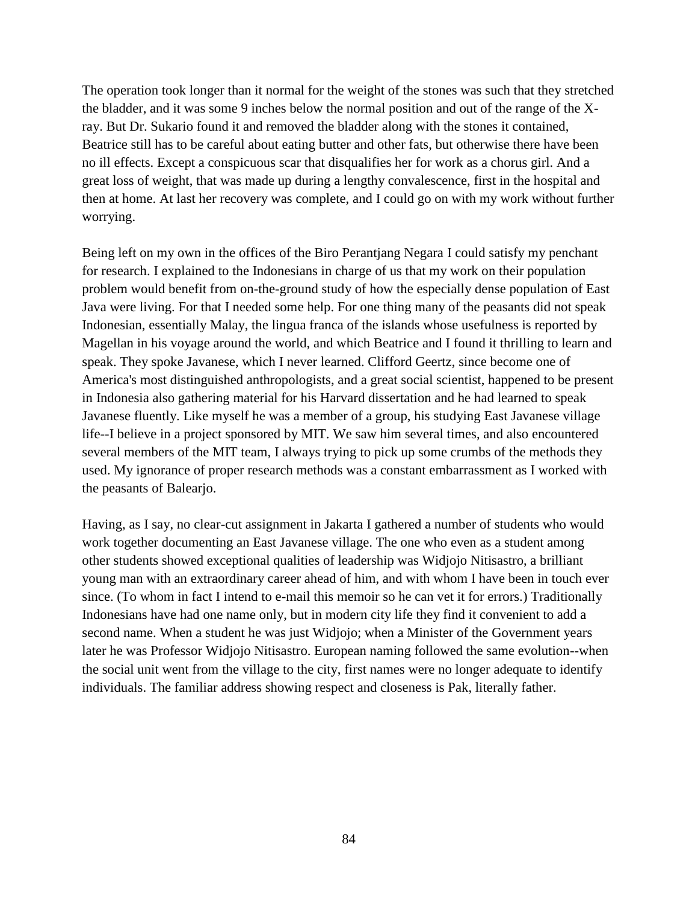The operation took longer than it normal for the weight of the stones was such that they stretched the bladder, and it was some 9 inches below the normal position and out of the range of the X-ray. But Dr. Sukario found it and removed the bladder along with the stones it contained, Beatrice still has to be careful about eating butter and other fats, but otherwise there have been no ill effects. Except a conspicuous scar that disqualifies her for work as a chorus girl. And a great loss of weight, that was made up during a lengthy convalescence, first in the hospital and then at home. At last her recovery was complete, and I could go on with my work without further worrying.

Being left on my own in the offices of the Biro Perantjang Negara I could satisfy my penchant for research. I explained to the Indonesians in charge of us that my work on their population problem would benefit from on-the-ground study of how the especially dense population of East Java were living. For that I needed some help. For one thing many of the peasants did not speak Indonesian, essentially Malay, the lingua franca of the islands whose usefulness is reported by Magellan in his voyage around the world, and which Beatrice and I found it thrilling to learn and speak. They spoke Javanese, which I never learned. Clifford Geertz, since become one of America's most distinguished anthropologists, and a great social scientist, happened to be present in Indonesia also gathering material for his Harvard dissertation and he had learned to speak Javanese fluently. Like myself he was a member of a group, his studying East Javanese village life--I believe in a project sponsored by MIT. We saw him several times, and also encountered several members of the MIT team, I always trying to pick up some crumbs of the methods they used. My ignorance of proper research methods was a constant embarrassment as I worked with the peasants of Balearjo.

Having, as I say, no clear-cut assignment in Jakarta I gathered a number of students who would work together documenting an East Javanese village. The one who even as a student among other students showed exceptional qualities of leadership was Widjojo Nitisastro, a brilliant young man with an extraordinary career ahead of him, and with whom I have been in touch ever since. (To whom in fact I intend to e-mail this memoir so he can vet it for errors.) Traditionally Indonesians have had one name only, but in modern city life they find it convenient to add a second name. When a student he was just Widjojo; when a Minister of the Government years later he was Professor Widjojo Nitisastro. European naming followed the same evolution--when the social unit went from the village to the city, first names were no longer adequate to identify individuals. The familiar address showing respect and closeness is Pak, literally father.